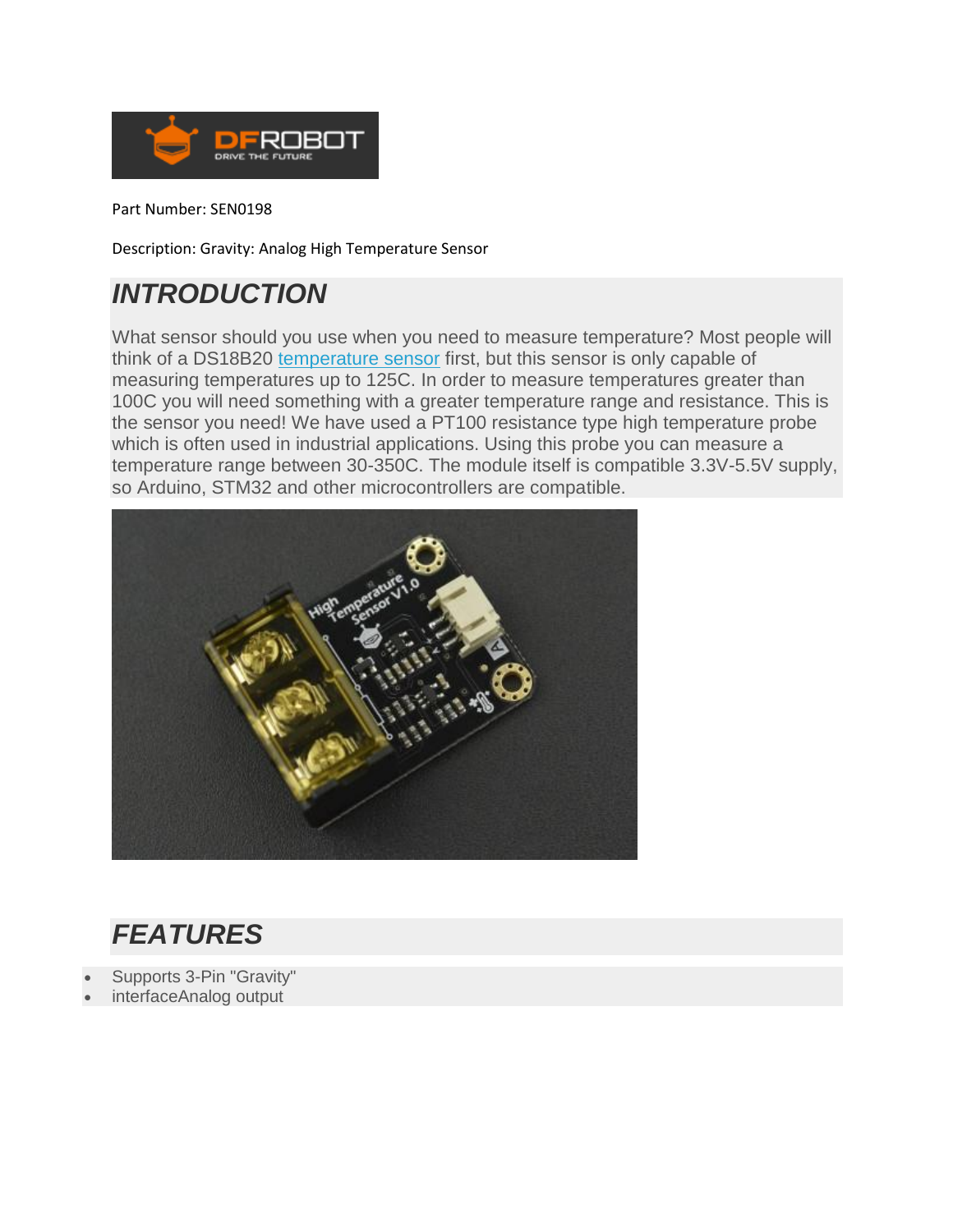Part Number: SEN0198

Description: Gravity: Analog High Temperature Sensor

## *INTRODUCTION*

What sensor should you use when you need to measure temperature? Most people will think of a DS18B20 temperature sensor first, but this sensor is only capable of measuring temperatures up to 125C. In order to measure temperatures greater than 100C you will need something with a greater temperature range and resistance. This is the sensor you need! We have used a PT100 resistance type high temperature probe which is often used in industrial applications. Using this probe you can measure a temperature range between 30-350C. The module itself is compatible 3.3V-5.5V supply, so Arduino, STM32 and other microcontrollers are compatible.

## *FEATURES*

- Supports 3-Pin "Gravity"
- interfaceAnalog output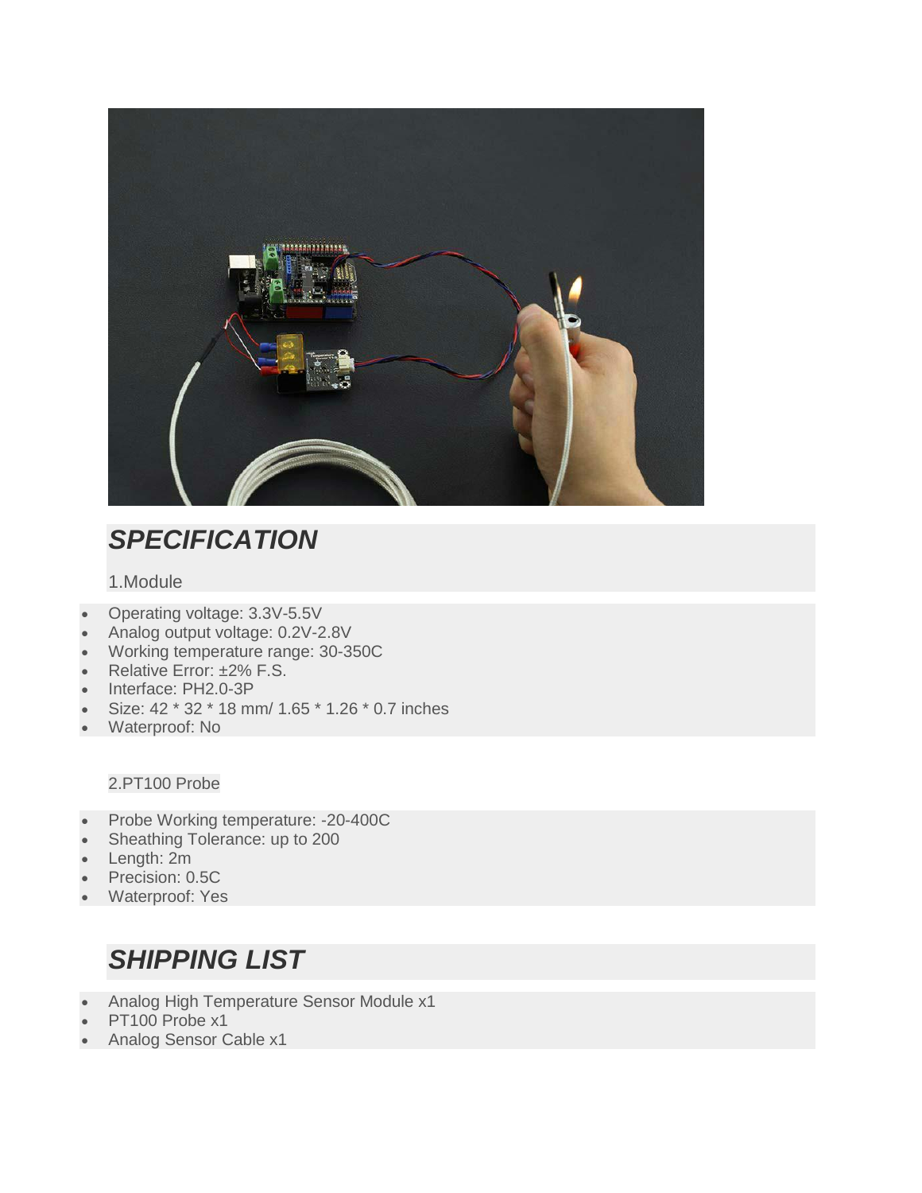## *SPECIFICATION*

1.Module

- Operating voltage: 3.3V-5.5V
- Analog output voltage: 0.2V-2.8V
- Working temperature range: 30-350C
- Relative Error: ±2% F.S.
- Interface: PH2.0-3P
- Size: 42 * 32 * 18 mm/ 1.65 * 1.26 * 0.7 inches
- Waterproof: No

2.PT100 Probe

- Probe Working temperature: -20-400C
- Sheathing Tolerance: up to 200
- Length: 2m
- Precision: 0.5C
- Waterproof: Yes

## *SHIPPING LIST*

- Analog High Temperature Sensor Module x1
- PT100 Probe x1
- Analog Sensor Cable x1